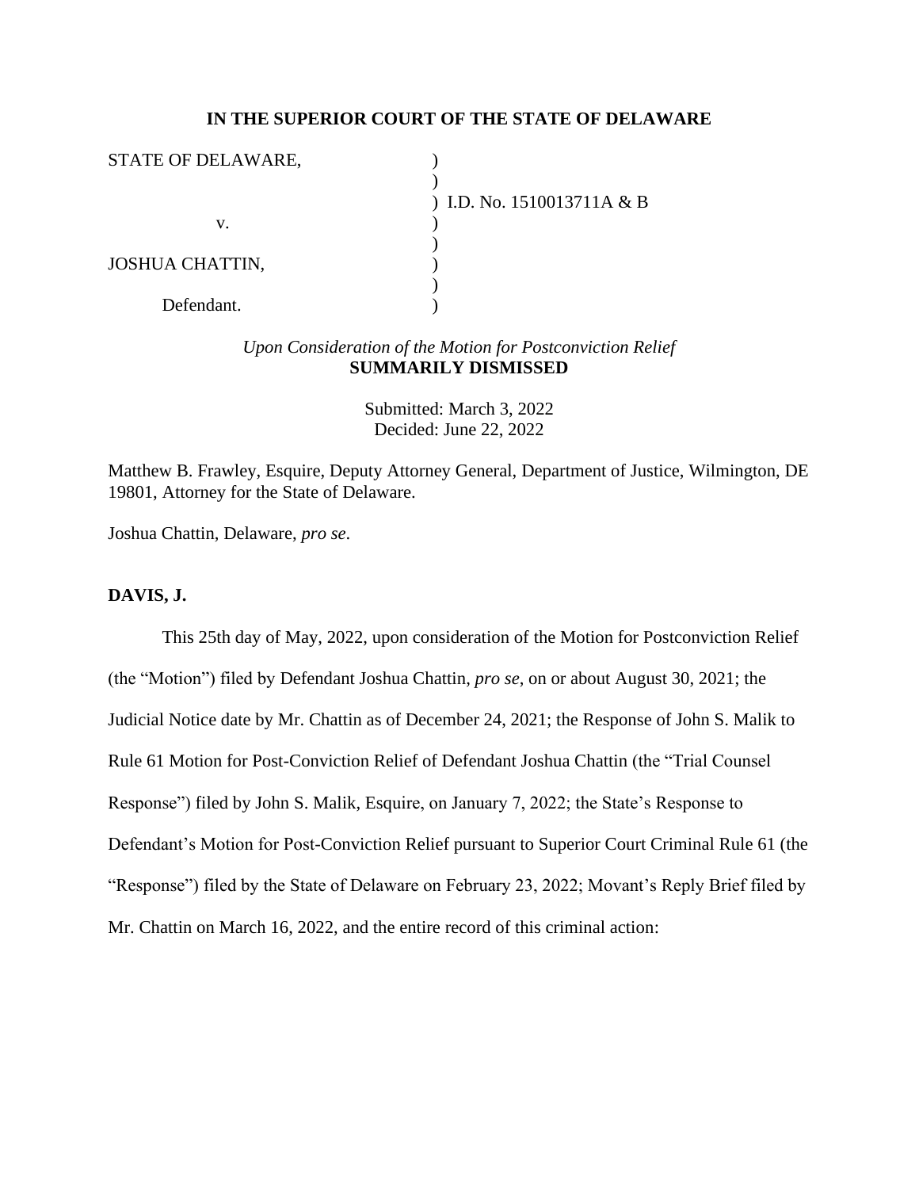**IN THE SUPERIOR COURT OF THE STATE OF DELAWARE**

STATE OF DELAWARE, )
)
) I.D. No. 1510013711A & B
v. )
)
JOSHUA CHATTIN, )
)
Defendant. )

*Upon Consideration of the Motion for Postconviction Relief*
**SUMMARILY DISMISSED**

Submitted: March 3, 2022
Decided: June 22, 2022

Matthew B. Frawley, Esquire, Deputy Attorney General, Department of Justice, Wilmington, DE 19801, Attorney for the State of Delaware.

Joshua Chattin, Delaware, *pro se*.

**DAVIS, J.**

This 25th day of May, 2022, upon consideration of the Motion for Postconviction Relief (the "Motion") filed by Defendant Joshua Chattin, *pro se*, on or about August 30, 2021; the Judicial Notice date by Mr. Chattin as of December 24, 2021; the Response of John S. Malik to Rule 61 Motion for Post-Conviction Relief of Defendant Joshua Chattin (the "Trial Counsel Response") filed by John S. Malik, Esquire, on January 7, 2022; the State's Response to Defendant's Motion for Post-Conviction Relief pursuant to Superior Court Criminal Rule 61 (the "Response") filed by the State of Delaware on February 23, 2022; Movant's Reply Brief filed by Mr. Chattin on March 16, 2022, and the entire record of this criminal action: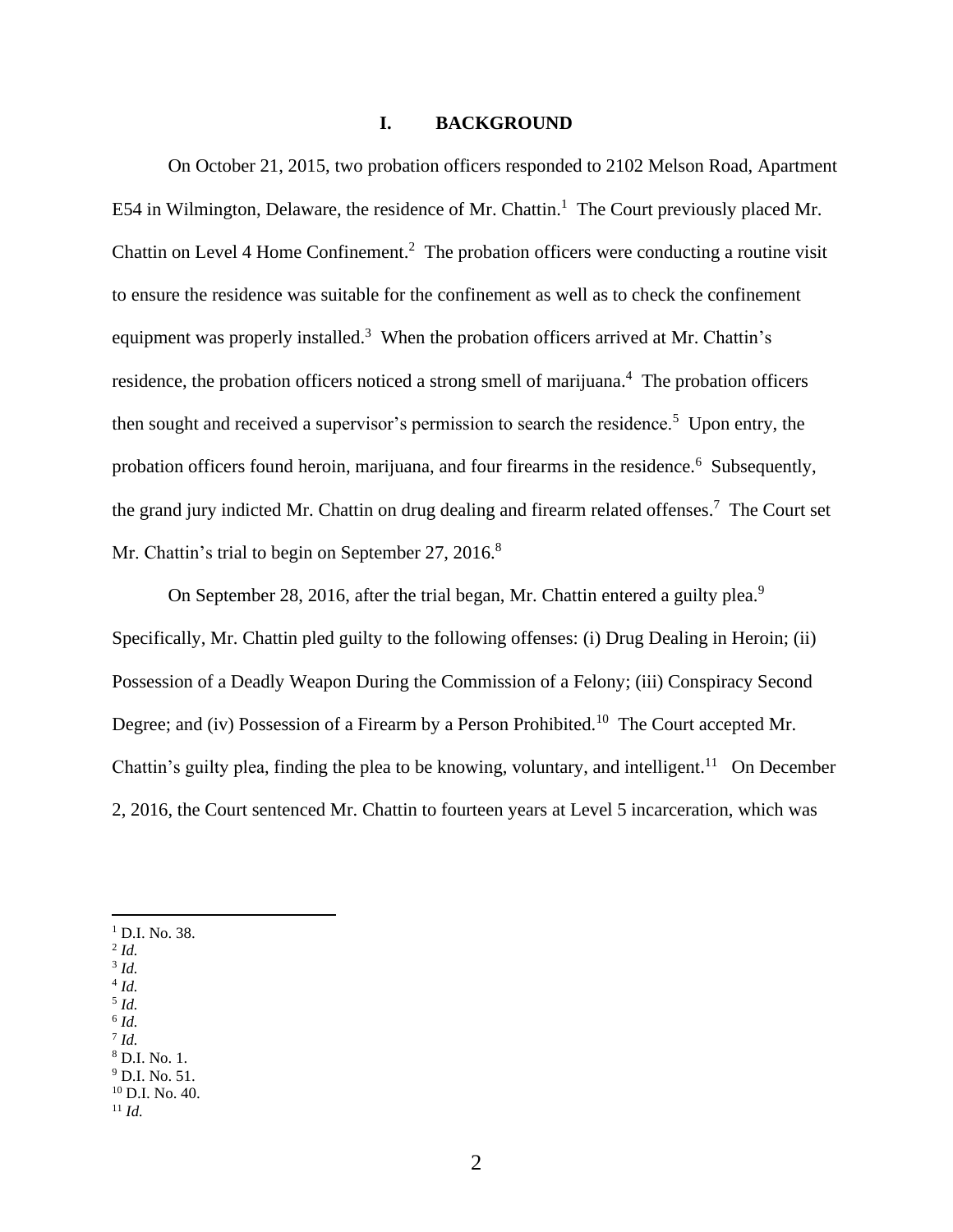## I. BACKGROUND

On October 21, 2015, two probation officers responded to 2102 Melson Road, Apartment E54 in Wilmington, Delaware, the residence of Mr. Chattin.[1] The Court previously placed Mr. Chattin on Level 4 Home Confinement.[2] The probation officers were conducting a routine visit to ensure the residence was suitable for the confinement as well as to check the confinement equipment was properly installed.[3] When the probation officers arrived at Mr. Chattin's residence, the probation officers noticed a strong smell of marijuana.[4] The probation officers then sought and received a supervisor's permission to search the residence.[5] Upon entry, the probation officers found heroin, marijuana, and four firearms in the residence.[6] Subsequently, the grand jury indicted Mr. Chattin on drug dealing and firearm related offenses.[7] The Court set Mr. Chattin's trial to begin on September 27, 2016.[8]

On September 28, 2016, after the trial began, Mr. Chattin entered a guilty plea.[9] Specifically, Mr. Chattin pled guilty to the following offenses: (i) Drug Dealing in Heroin; (ii) Possession of a Deadly Weapon During the Commission of a Felony; (iii) Conspiracy Second Degree; and (iv) Possession of a Firearm by a Person Prohibited.[10] The Court accepted Mr. Chattin's guilty plea, finding the plea to be knowing, voluntary, and intelligent.[11] On December 2, 2016, the Court sentenced Mr. Chattin to fourteen years at Level 5 incarceration, which was

---

[1] D.I. No. 38.
[2] *Id.*
[3] *Id.*
[4] *Id.*
[5] *Id.*
[6] *Id.*
[7] *Id.*
[8] D.I. No. 1.
[9] D.I. No. 51.
[10] D.I. No. 40.
[11] *Id.*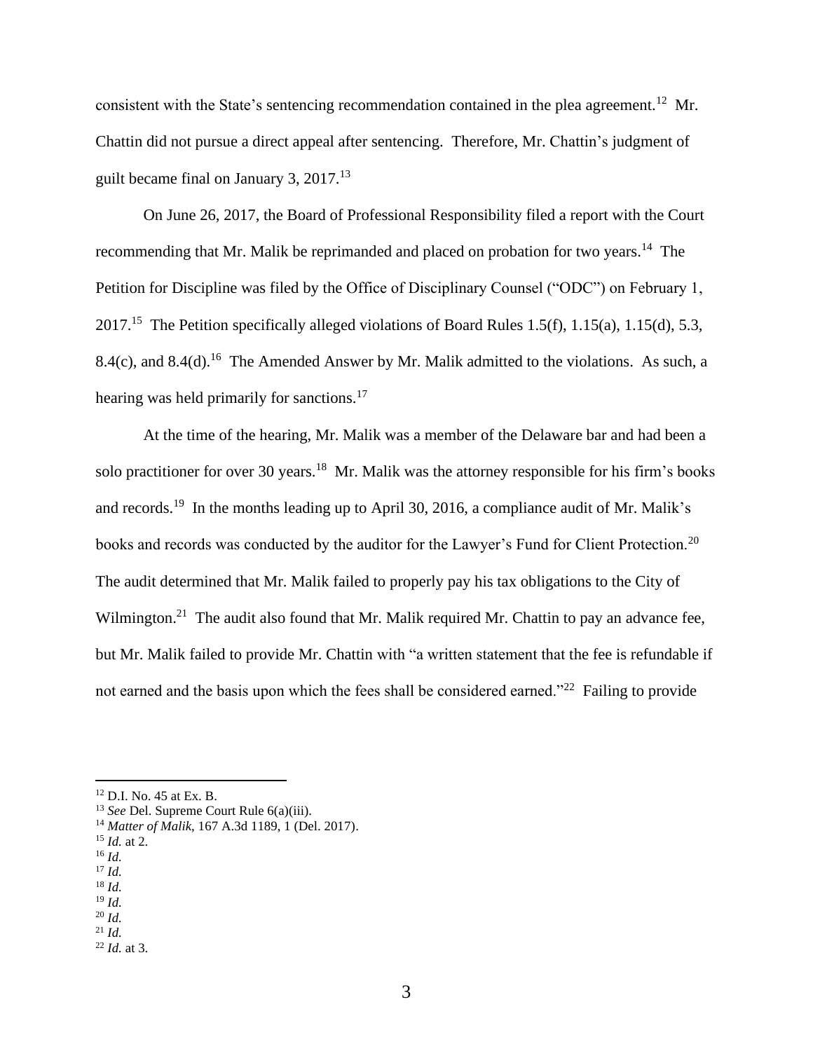consistent with the State's sentencing recommendation contained in the plea agreement.[12] Mr. Chattin did not pursue a direct appeal after sentencing. Therefore, Mr. Chattin's judgment of guilt became final on January 3, 2017.[13]

On June 26, 2017, the Board of Professional Responsibility filed a report with the Court recommending that Mr. Malik be reprimanded and placed on probation for two years.[14] The Petition for Discipline was filed by the Office of Disciplinary Counsel ("ODC") on February 1, 2017.[15] The Petition specifically alleged violations of Board Rules 1.5(f), 1.15(a), 1.15(d), 5.3, 8.4(c), and 8.4(d).[16] The Amended Answer by Mr. Malik admitted to the violations. As such, a hearing was held primarily for sanctions.[17]

At the time of the hearing, Mr. Malik was a member of the Delaware bar and had been a solo practitioner for over 30 years.[18] Mr. Malik was the attorney responsible for his firm's books and records.[19] In the months leading up to April 30, 2016, a compliance audit of Mr. Malik's books and records was conducted by the auditor for the Lawyer's Fund for Client Protection.[20] The audit determined that Mr. Malik failed to properly pay his tax obligations to the City of Wilmington.[21] The audit also found that Mr. Malik required Mr. Chattin to pay an advance fee, but Mr. Malik failed to provide Mr. Chattin with "a written statement that the fee is refundable if not earned and the basis upon which the fees shall be considered earned."[22] Failing to provide

---

[12] D.I. No. 45 at Ex. B.

[13] *See* Del. Supreme Court Rule 6(a)(iii).

[14] *Matter of Malik*, 167 A.3d 1189, 1 (Del. 2017).

[15] *Id.* at 2.

[16] *Id.*

[17] *Id.*

[18] *Id.*

[19] *Id.*

[20] *Id.*

[21] *Id.*

[22] *Id.* at 3.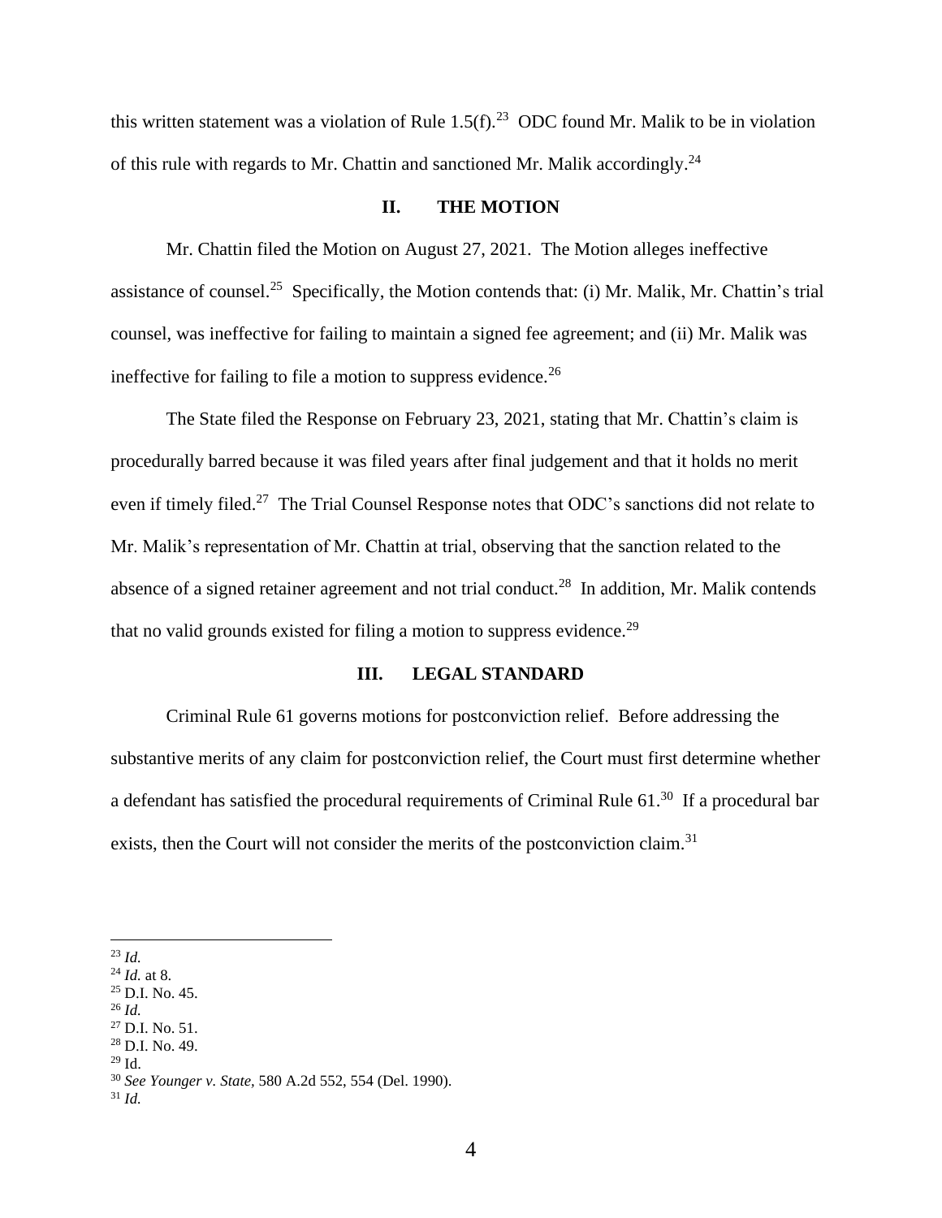this written statement was a violation of Rule 1.5(f).[23] ODC found Mr. Malik to be in violation of this rule with regards to Mr. Chattin and sanctioned Mr. Malik accordingly.[24]

## II. THE MOTION

Mr. Chattin filed the Motion on August 27, 2021. The Motion alleges ineffective assistance of counsel.[25] Specifically, the Motion contends that: (i) Mr. Malik, Mr. Chattin's trial counsel, was ineffective for failing to maintain a signed fee agreement; and (ii) Mr. Malik was ineffective for failing to file a motion to suppress evidence.[26]

The State filed the Response on February 23, 2021, stating that Mr. Chattin's claim is procedurally barred because it was filed years after final judgement and that it holds no merit even if timely filed.[27] The Trial Counsel Response notes that ODC's sanctions did not relate to Mr. Malik's representation of Mr. Chattin at trial, observing that the sanction related to the absence of a signed retainer agreement and not trial conduct.[28] In addition, Mr. Malik contends that no valid grounds existed for filing a motion to suppress evidence.[29]

## III. LEGAL STANDARD

Criminal Rule 61 governs motions for postconviction relief. Before addressing the substantive merits of any claim for postconviction relief, the Court must first determine whether a defendant has satisfied the procedural requirements of Criminal Rule 61.[30] If a procedural bar exists, then the Court will not consider the merits of the postconviction claim.[31]

---

[23] *Id.*
[24] *Id.* at 8.
[25] D.I. No. 45.
[26] *Id.*
[27] D.I. No. 51.
[28] D.I. No. 49.
[29] Id.
[30] *See Younger v. State,* 580 A.2d 552, 554 (Del. 1990).
[31] *Id.*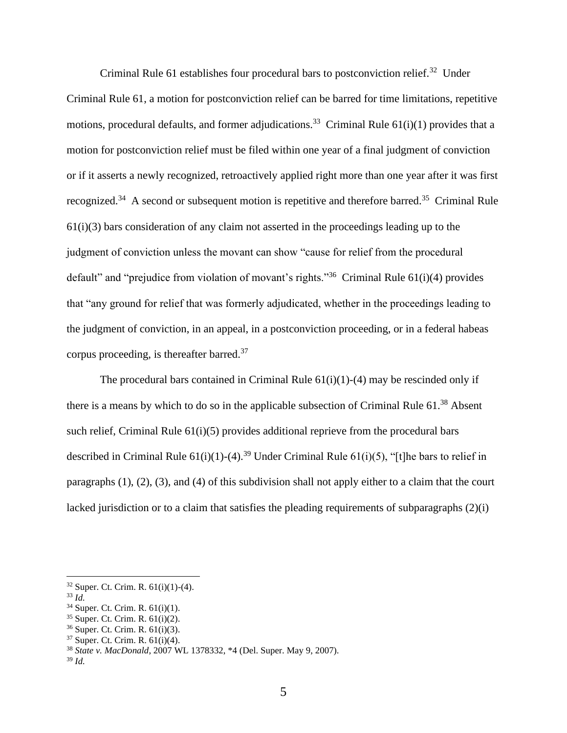Criminal Rule 61 establishes four procedural bars to postconviction relief.[32] Under Criminal Rule 61, a motion for postconviction relief can be barred for time limitations, repetitive motions, procedural defaults, and former adjudications.[33] Criminal Rule 61(i)(1) provides that a motion for postconviction relief must be filed within one year of a final judgment of conviction or if it asserts a newly recognized, retroactively applied right more than one year after it was first recognized.[34] A second or subsequent motion is repetitive and therefore barred.[35] Criminal Rule 61(i)(3) bars consideration of any claim not asserted in the proceedings leading up to the judgment of conviction unless the movant can show "cause for relief from the procedural default" and "prejudice from violation of movant's rights."[36] Criminal Rule 61(i)(4) provides that "any ground for relief that was formerly adjudicated, whether in the proceedings leading to the judgment of conviction, in an appeal, in a postconviction proceeding, or in a federal habeas corpus proceeding, is thereafter barred.[37]

The procedural bars contained in Criminal Rule 61(i)(1)-(4) may be rescinded only if there is a means by which to do so in the applicable subsection of Criminal Rule 61.[38] Absent such relief, Criminal Rule 61(i)(5) provides additional reprieve from the procedural bars described in Criminal Rule 61(i)(1)-(4).[39] Under Criminal Rule 61(i)(5), "[t]he bars to relief in paragraphs (1), (2), (3), and (4) of this subdivision shall not apply either to a claim that the court lacked jurisdiction or to a claim that satisfies the pleading requirements of subparagraphs (2)(i)

---

[32] Super. Ct. Crim. R. 61(i)(1)-(4).
[33] *Id.*
[34] Super. Ct. Crim. R. 61(i)(1).
[35] Super. Ct. Crim. R. 61(i)(2).
[36] Super. Ct. Crim. R. 61(i)(3).
[37] Super. Ct. Crim. R. 61(i)(4).
[38] *State v. MacDonald*, 2007 WL 1378332, *4 (Del. Super. May 9, 2007).
[39] *Id.*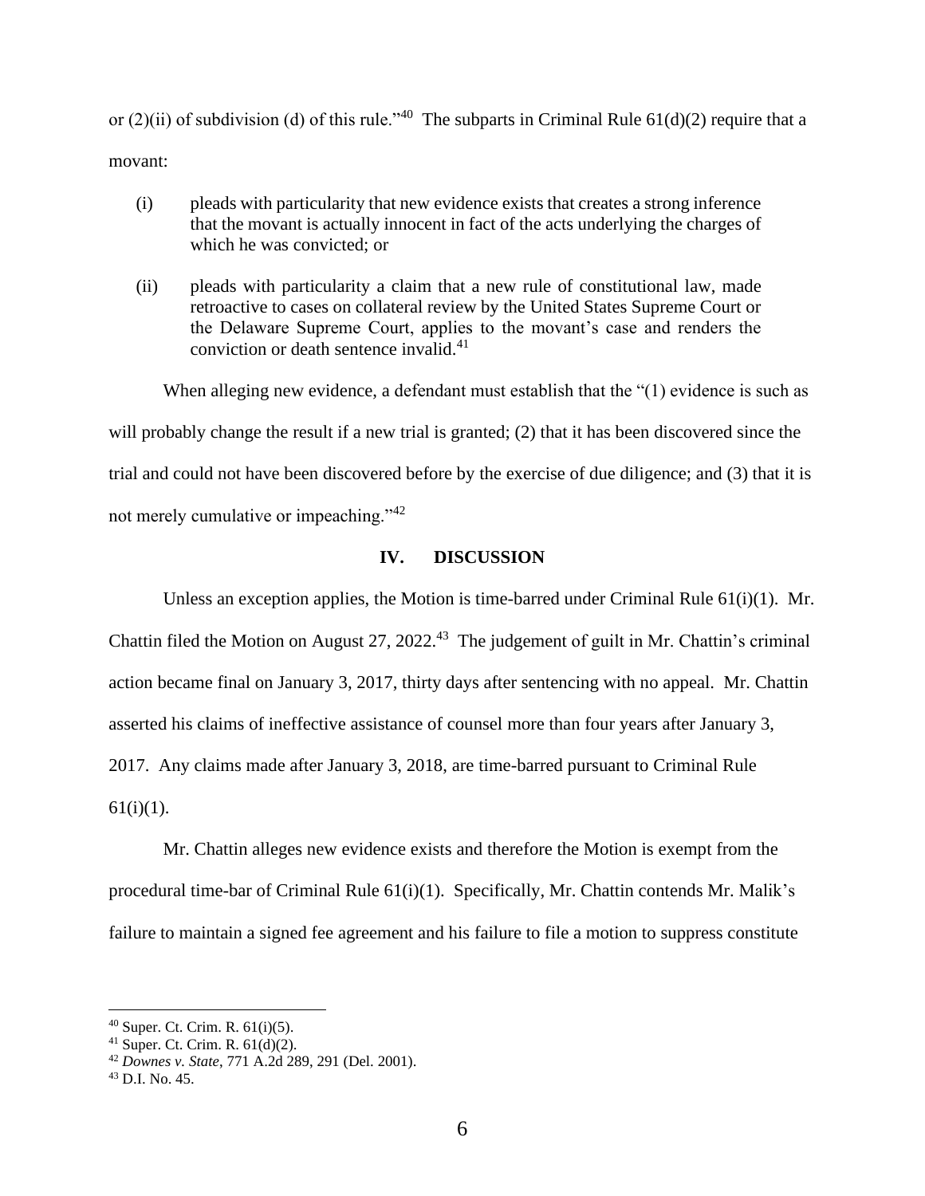or (2)(ii) of subdivision (d) of this rule."[40] The subparts in Criminal Rule 61(d)(2) require that a movant:

> (i) pleads with particularity that new evidence exists that creates a strong inference that the movant is actually innocent in fact of the acts underlying the charges of which he was convicted; or
>
> (ii) pleads with particularity a claim that a new rule of constitutional law, made retroactive to cases on collateral review by the United States Supreme Court or the Delaware Supreme Court, applies to the movant's case and renders the conviction or death sentence invalid.[41]

When alleging new evidence, a defendant must establish that the "(1) evidence is such as will probably change the result if a new trial is granted; (2) that it has been discovered since the trial and could not have been discovered before by the exercise of due diligence; and (3) that it is not merely cumulative or impeaching."[42]

## IV. DISCUSSION

Unless an exception applies, the Motion is time-barred under Criminal Rule 61(i)(1). Mr. Chattin filed the Motion on August 27, 2022.[43] The judgement of guilt in Mr. Chattin's criminal action became final on January 3, 2017, thirty days after sentencing with no appeal. Mr. Chattin asserted his claims of ineffective assistance of counsel more than four years after January 3, 2017. Any claims made after January 3, 2018, are time-barred pursuant to Criminal Rule 61(i)(1).

Mr. Chattin alleges new evidence exists and therefore the Motion is exempt from the procedural time-bar of Criminal Rule 61(i)(1). Specifically, Mr. Chattin contends Mr. Malik's failure to maintain a signed fee agreement and his failure to file a motion to suppress constitute

---

[40] Super. Ct. Crim. R. 61(i)(5).

[41] Super. Ct. Crim. R. 61(d)(2).

[42] *Downes v. State*, 771 A.2d 289, 291 (Del. 2001).

[43] D.I. No. 45.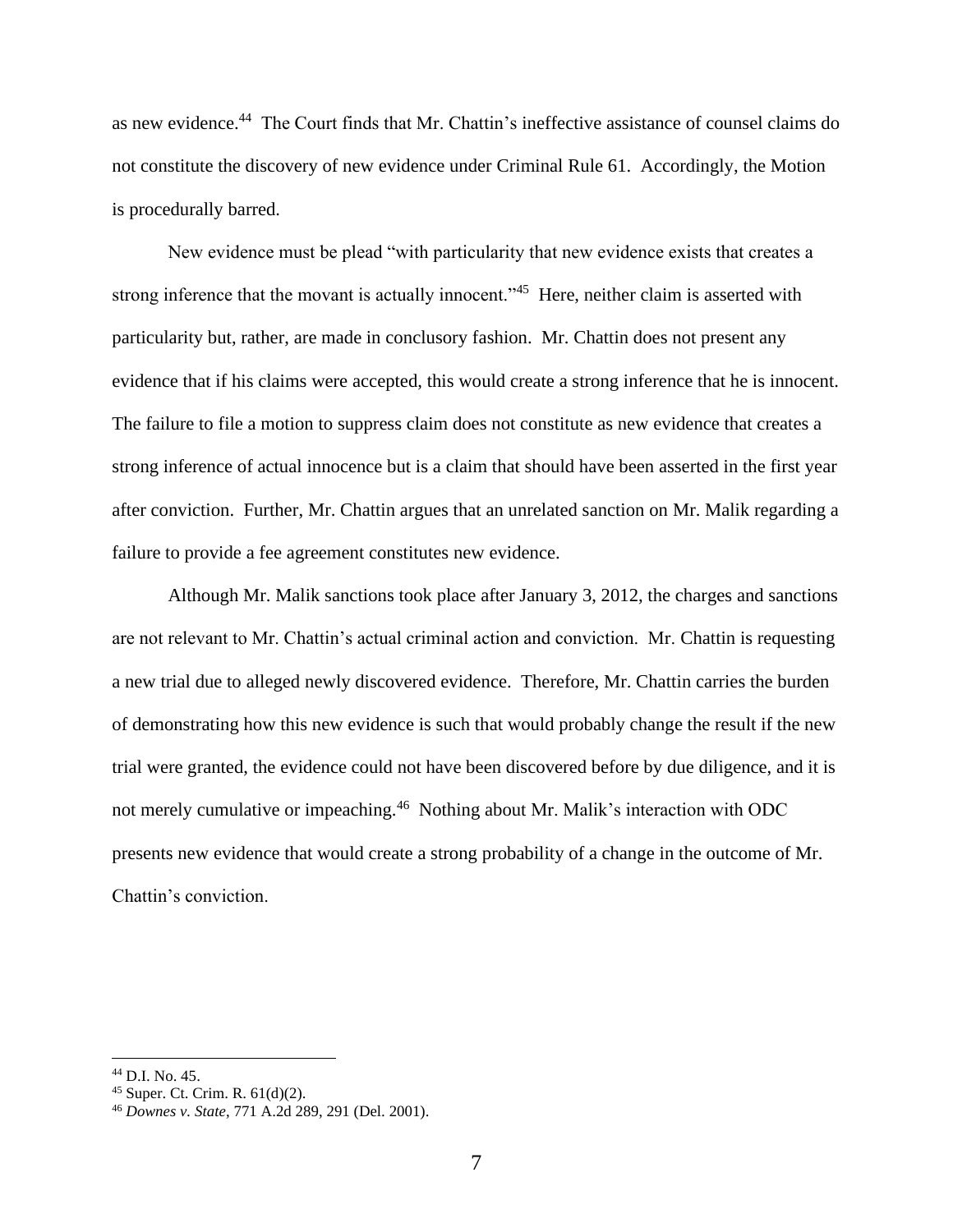as new evidence.[44] The Court finds that Mr. Chattin's ineffective assistance of counsel claims do not constitute the discovery of new evidence under Criminal Rule 61. Accordingly, the Motion is procedurally barred.

New evidence must be plead "with particularity that new evidence exists that creates a strong inference that the movant is actually innocent."[45] Here, neither claim is asserted with particularity but, rather, are made in conclusory fashion. Mr. Chattin does not present any evidence that if his claims were accepted, this would create a strong inference that he is innocent. The failure to file a motion to suppress claim does not constitute as new evidence that creates a strong inference of actual innocence but is a claim that should have been asserted in the first year after conviction. Further, Mr. Chattin argues that an unrelated sanction on Mr. Malik regarding a failure to provide a fee agreement constitutes new evidence.

Although Mr. Malik sanctions took place after January 3, 2012, the charges and sanctions are not relevant to Mr. Chattin's actual criminal action and conviction. Mr. Chattin is requesting a new trial due to alleged newly discovered evidence. Therefore, Mr. Chattin carries the burden of demonstrating how this new evidence is such that would probably change the result if the new trial were granted, the evidence could not have been discovered before by due diligence, and it is not merely cumulative or impeaching.[46] Nothing about Mr. Malik's interaction with ODC presents new evidence that would create a strong probability of a change in the outcome of Mr. Chattin's conviction.

---

[44] D.I. No. 45.

[45] Super. Ct. Crim. R. 61(d)(2).

[46] *Downes v. State*, 771 A.2d 289, 291 (Del. 2001).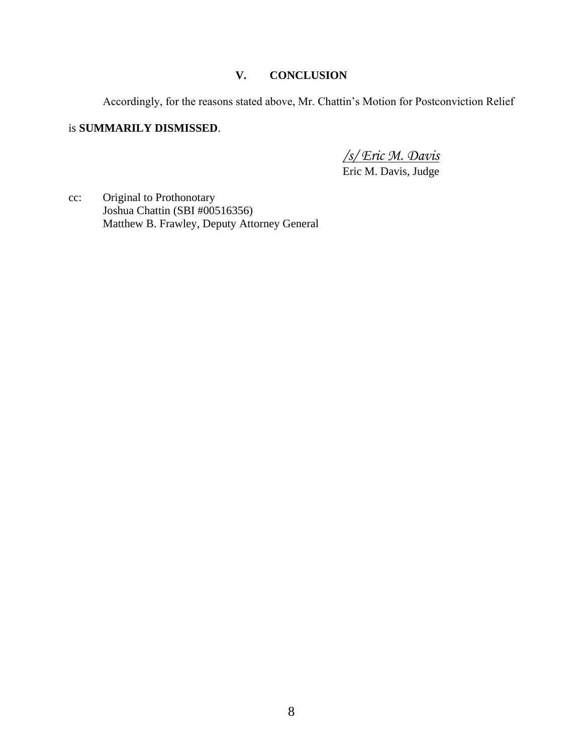## V. CONCLUSION

Accordingly, for the reasons stated above, Mr. Chattin's Motion for Postconviction Relief is **SUMMARILY DISMISSED**.

*/s/ Eric M. Davis*
Eric M. Davis, Judge

cc: Original to Prothonotary
Joshua Chattin (SBI #00516356)
Matthew B. Frawley, Deputy Attorney General